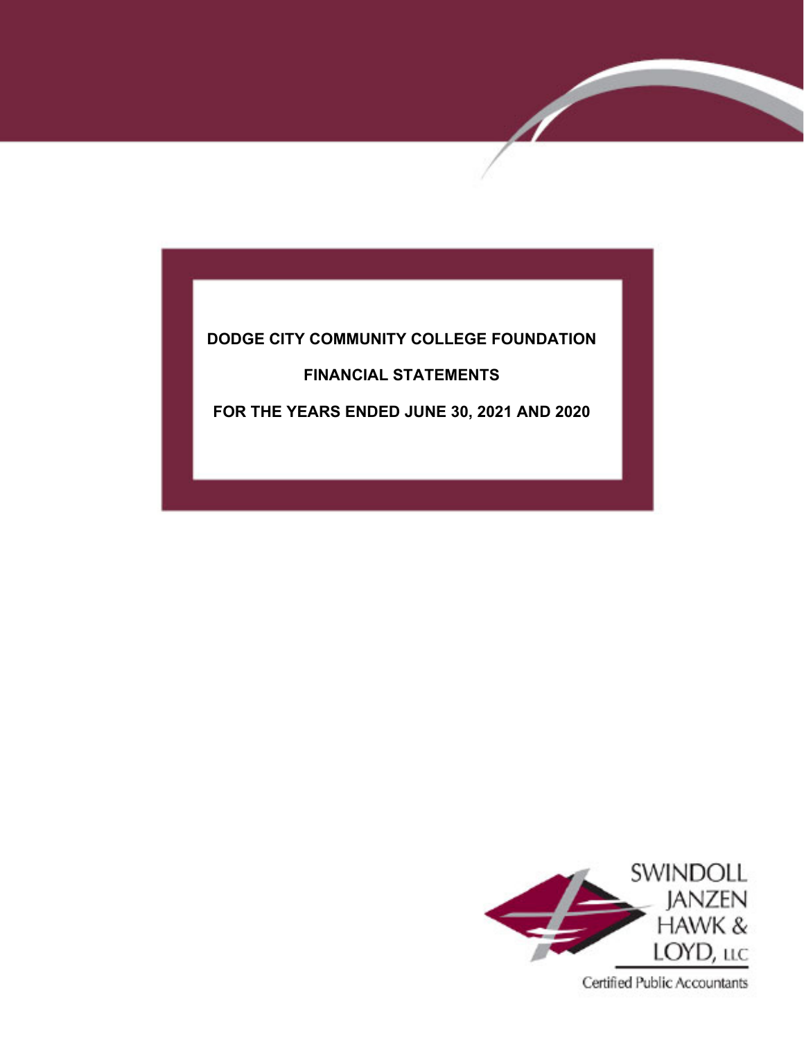# DODGE CITY COMMUNITY COLLEGE FOUNDATION

## FINANCIAL STATEMENTS

## FOR THE YEARS ENDED JUNE 30, 2021 AND 2020

SWINDOLL JANZEN HAWK & LOYD, LLC

Certified Public Accountants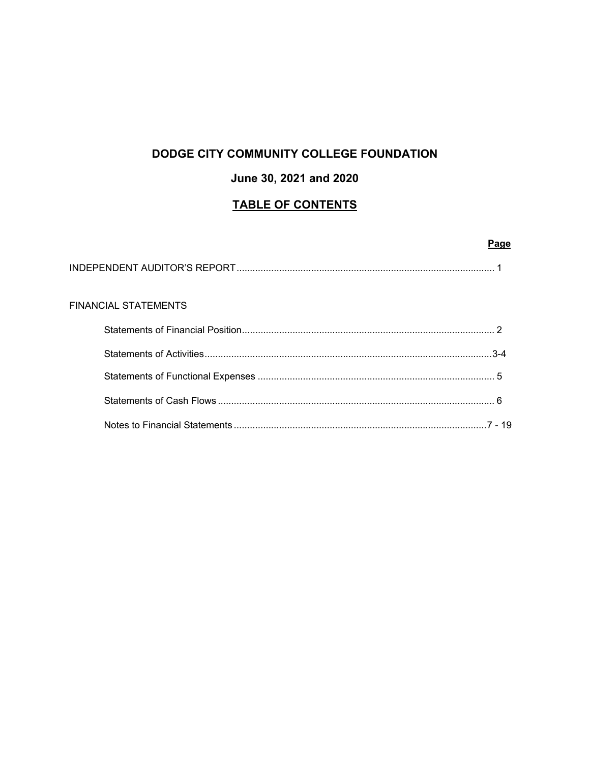# DODGE CITY COMMUNITY COLLEGE FOUNDATION

## June 30, 2021 and 2020

## TABLE OF CONTENTS

| | Page |
|---|---|
| INDEPENDENT AUDITOR'S REPORT | 1 |
| FINANCIAL STATEMENTS | |
| Statements of Financial Position | 2 |
| Statements of Activities | 3-4 |
| Statements of Functional Expenses | 5 |
| Statements of Cash Flows | 6 |
| Notes to Financial Statements | 7 - 19 |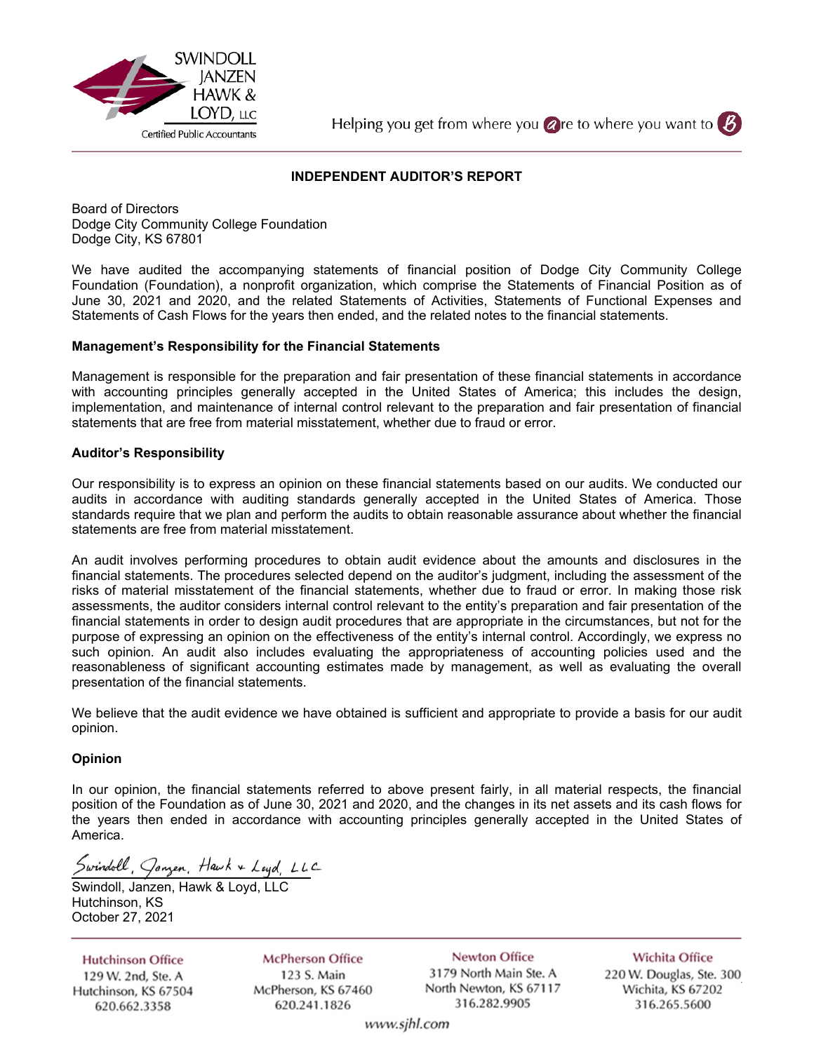SWINDOLL JANZEN HAWK & LOYD, LLC
Certified Public Accountants

Helping you get from where you are to where you want to B

## INDEPENDENT AUDITOR'S REPORT

Board of Directors
Dodge City Community College Foundation
Dodge City, KS 67801

We have audited the accompanying statements of financial position of Dodge City Community College Foundation (Foundation), a nonprofit organization, which comprise the Statements of Financial Position as of June 30, 2021 and 2020, and the related Statements of Activities, Statements of Functional Expenses and Statements of Cash Flows for the years then ended, and the related notes to the financial statements.

### Management's Responsibility for the Financial Statements

Management is responsible for the preparation and fair presentation of these financial statements in accordance with accounting principles generally accepted in the United States of America; this includes the design, implementation, and maintenance of internal control relevant to the preparation and fair presentation of financial statements that are free from material misstatement, whether due to fraud or error.

### Auditor's Responsibility

Our responsibility is to express an opinion on these financial statements based on our audits. We conducted our audits in accordance with auditing standards generally accepted in the United States of America. Those standards require that we plan and perform the audits to obtain reasonable assurance about whether the financial statements are free from material misstatement.

An audit involves performing procedures to obtain audit evidence about the amounts and disclosures in the financial statements. The procedures selected depend on the auditor's judgment, including the assessment of the risks of material misstatement of the financial statements, whether due to fraud or error. In making those risk assessments, the auditor considers internal control relevant to the entity's preparation and fair presentation of the financial statements in order to design audit procedures that are appropriate in the circumstances, but not for the purpose of expressing an opinion on the effectiveness of the entity's internal control. Accordingly, we express no such opinion. An audit also includes evaluating the appropriateness of accounting policies used and the reasonableness of significant accounting estimates made by management, as well as evaluating the overall presentation of the financial statements.

We believe that the audit evidence we have obtained is sufficient and appropriate to provide a basis for our audit opinion.

### Opinion

In our opinion, the financial statements referred to above present fairly, in all material respects, the financial position of the Foundation as of June 30, 2021 and 2020, and the changes in its net assets and its cash flows for the years then ended in accordance with accounting principles generally accepted in the United States of America.

*Swindoll, Janzen, Hawk & Loyd, LLC*

Swindoll, Janzen, Hawk & Loyd, LLC
Hutchinson, KS
October 27, 2021

**Hutchinson Office**
129 W. 2nd, Ste. A
Hutchinson, KS 67504
620.662.3358

**McPherson Office**
123 S. Main
McPherson, KS 67460
620.241.1826

**Newton Office**
3179 North Main Ste. A
North Newton, KS 67117
316.282.9905

**Wichita Office**
220 W. Douglas, Ste. 300
Wichita, KS 67202
316.265.5600

www.sjhl.com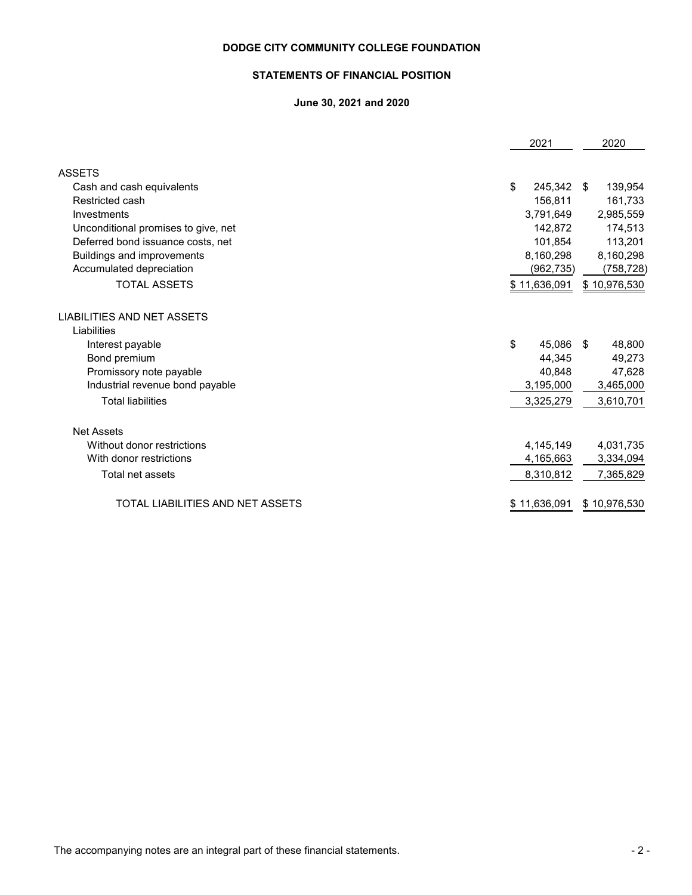# DODGE CITY COMMUNITY COLLEGE FOUNDATION

## STATEMENTS OF FINANCIAL POSITION

### June 30, 2021 and 2020

| | 2021 | 2020 |
|---|---|---|
| **ASSETS** | | |
| Cash and cash equivalents | $ 245,342 | $ 139,954 |
| Restricted cash | 156,811 | 161,733 |
| Investments | 3,791,649 | 2,985,559 |
| Unconditional promises to give, net | 142,872 | 174,513 |
| Deferred bond issuance costs, net | 101,854 | 113,201 |
| Buildings and improvements | 8,160,298 | 8,160,298 |
| Accumulated depreciation | (962,735) | (758,728) |
| TOTAL ASSETS | $ 11,636,091 | $ 10,976,530 |
| **LIABILITIES AND NET ASSETS** | | |
| Liabilities | | |
| Interest payable | $ 45,086 | $ 48,800 |
| Bond premium | 44,345 | 49,273 |
| Promissory note payable | 40,848 | 47,628 |
| Industrial revenue bond payable | 3,195,000 | 3,465,000 |
| Total liabilities | 3,325,279 | 3,610,701 |
| Net Assets | | |
| Without donor restrictions | 4,145,149 | 4,031,735 |
| With donor restrictions | 4,165,663 | 3,334,094 |
| Total net assets | 8,310,812 | 7,365,829 |
| TOTAL LIABILITIES AND NET ASSETS | $ 11,636,091 | $ 10,976,530 |

The accompanying notes are an integral part of these financial statements.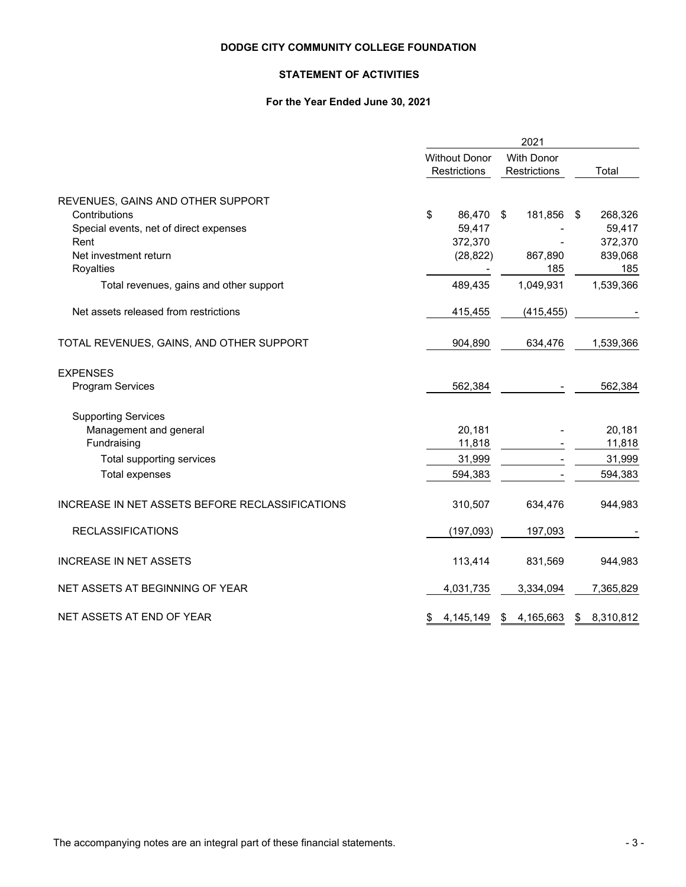# DODGE CITY COMMUNITY COLLEGE FOUNDATION

## STATEMENT OF ACTIVITIES

### For the Year Ended June 30, 2021

| | 2021 | | |
|---|---|---|---|
| | Without Donor Restrictions | With Donor Restrictions | Total |
| REVENUES, GAINS AND OTHER SUPPORT | | | |
| Contributions | $ 86,470 | $ 181,856 | $ 268,326 |
| Special events, net of direct expenses | 59,417 | - | 59,417 |
| Rent | 372,370 | - | 372,370 |
| Net investment return | (28,822) | 867,890 | 839,068 |
| Royalties | - | 185 | 185 |
| Total revenues, gains and other support | 489,435 | 1,049,931 | 1,539,366 |
| Net assets released from restrictions | 415,455 | (415,455) | - |
| TOTAL REVENUES, GAINS, AND OTHER SUPPORT | 904,890 | 634,476 | 1,539,366 |
| EXPENSES | | | |
| Program Services | 562,384 | - | 562,384 |
| Supporting Services | | | |
| Management and general | 20,181 | - | 20,181 |
| Fundraising | 11,818 | - | 11,818 |
| Total supporting services | 31,999 | - | 31,999 |
| Total expenses | 594,383 | - | 594,383 |
| INCREASE IN NET ASSETS BEFORE RECLASSIFICATIONS | 310,507 | 634,476 | 944,983 |
| RECLASSIFICATIONS | (197,093) | 197,093 | - |
| INCREASE IN NET ASSETS | 113,414 | 831,569 | 944,983 |
| NET ASSETS AT BEGINNING OF YEAR | 4,031,735 | 3,334,094 | 7,365,829 |
| NET ASSETS AT END OF YEAR | $ 4,145,149 | $ 4,165,663 | $ 8,310,812 |

The accompanying notes are an integral part of these financial statements.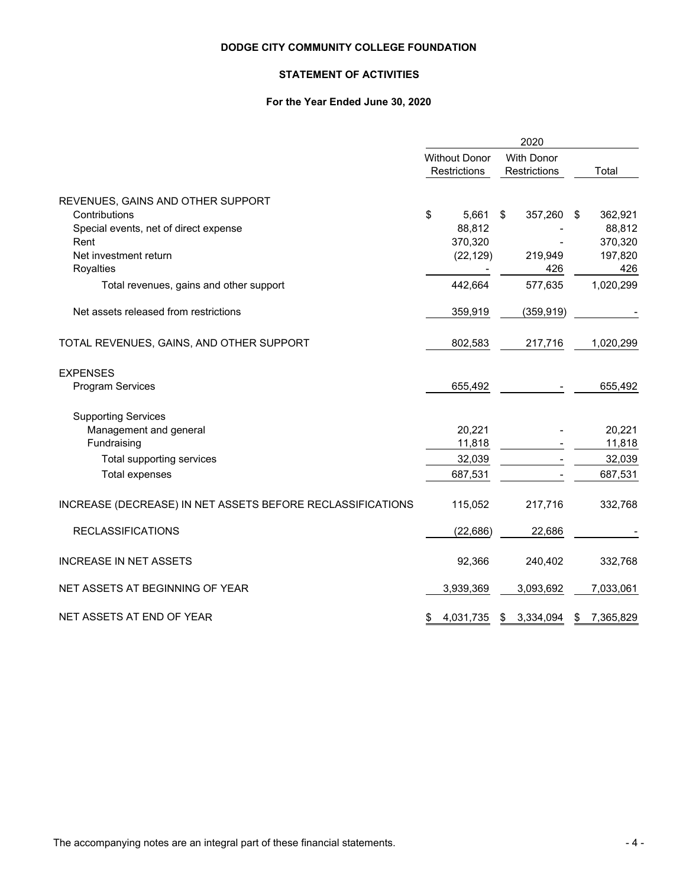# DODGE CITY COMMUNITY COLLEGE FOUNDATION

## STATEMENT OF ACTIVITIES

### For the Year Ended June 30, 2020

| | 2020 | | |
|---|---|---|---|
| | Without Donor Restrictions | With Donor Restrictions | Total |
| REVENUES, GAINS AND OTHER SUPPORT | | | |
| Contributions | $ 5,661 | $ 357,260 | $ 362,921 |
| Special events, net of direct expense | 88,812 | - | 88,812 |
| Rent | 370,320 | - | 370,320 |
| Net investment return | (22,129) | 219,949 | 197,820 |
| Royalties | - | 426 | 426 |
| Total revenues, gains and other support | 442,664 | 577,635 | 1,020,299 |
| Net assets released from restrictions | 359,919 | (359,919) | - |
| TOTAL REVENUES, GAINS, AND OTHER SUPPORT | 802,583 | 217,716 | 1,020,299 |
| EXPENSES | | | |
| Program Services | 655,492 | - | 655,492 |
| Supporting Services | | | |
| Management and general | 20,221 | - | 20,221 |
| Fundraising | 11,818 | - | 11,818 |
| Total supporting services | 32,039 | - | 32,039 |
| Total expenses | 687,531 | - | 687,531 |
| INCREASE (DECREASE) IN NET ASSETS BEFORE RECLASSIFICATIONS | 115,052 | 217,716 | 332,768 |
| RECLASSIFICATIONS | (22,686) | 22,686 | - |
| INCREASE IN NET ASSETS | 92,366 | 240,402 | 332,768 |
| NET ASSETS AT BEGINNING OF YEAR | 3,939,369 | 3,093,692 | 7,033,061 |
| NET ASSETS AT END OF YEAR | $ 4,031,735 | $ 3,334,094 | $ 7,365,829 |

The accompanying notes are an integral part of these financial statements.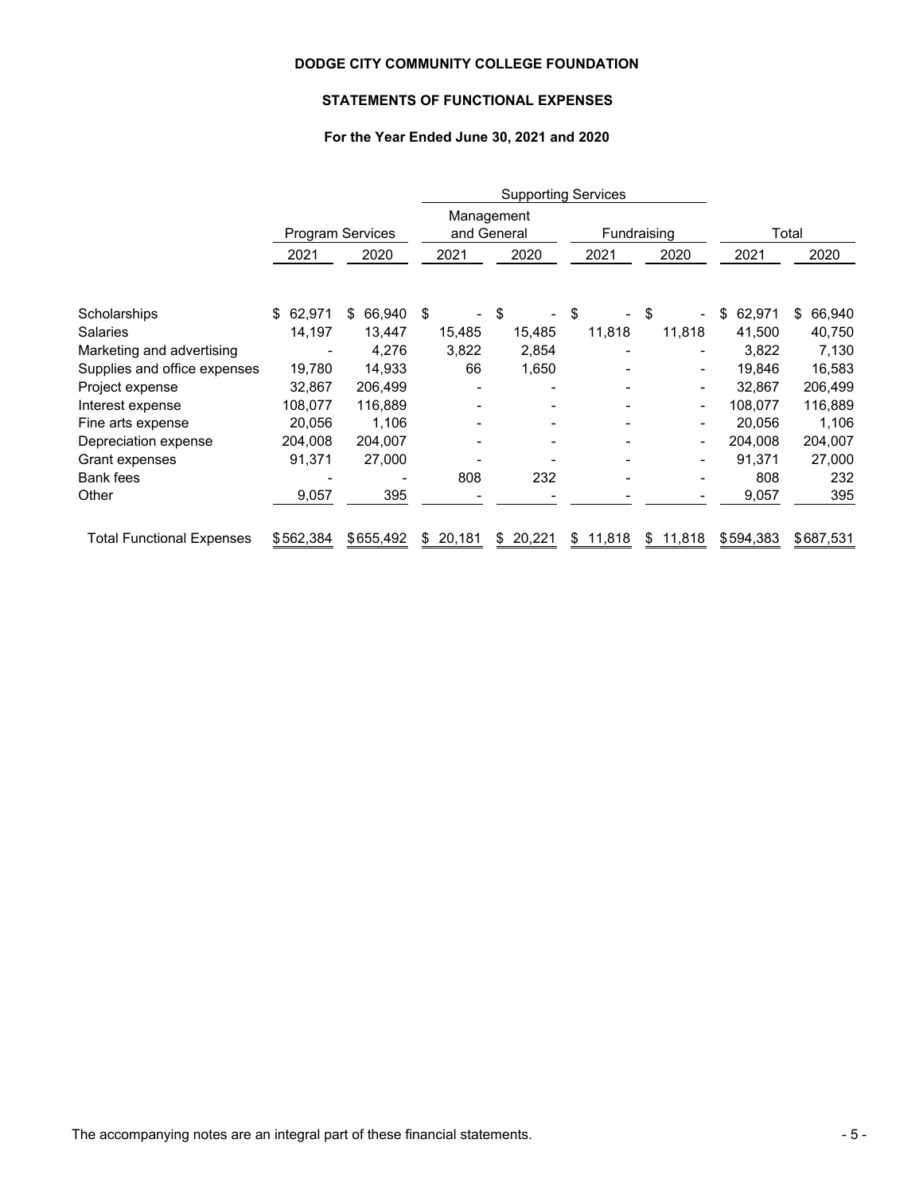**DODGE CITY COMMUNITY COLLEGE FOUNDATION**

**STATEMENTS OF FUNCTIONAL EXPENSES**

**For the Year Ended June 30, 2021 and 2020**

| | Program Services | | Supporting Services | | | | Total | |
|---|---|---|---|---|---|---|---|---|
| | | | Management and General | | Fundraising | | | |
| | 2021 | 2020 | 2021 | 2020 | 2021 | 2020 | 2021 | 2020 |
| Scholarships | $ 62,971 | $ 66,940 | $ - | $ - | $ - | $ - | $ 62,971 | $ 66,940 |
| Salaries | 14,197 | 13,447 | 15,485 | 15,485 | 11,818 | 11,818 | 41,500 | 40,750 |
| Marketing and advertising | - | 4,276 | 3,822 | 2,854 | - | - | 3,822 | 7,130 |
| Supplies and office expenses | 19,780 | 14,933 | 66 | 1,650 | - | - | 19,846 | 16,583 |
| Project expense | 32,867 | 206,499 | - | - | - | - | 32,867 | 206,499 |
| Interest expense | 108,077 | 116,889 | - | - | - | - | 108,077 | 116,889 |
| Fine arts expense | 20,056 | 1,106 | - | - | - | - | 20,056 | 1,106 |
| Depreciation expense | 204,008 | 204,007 | - | - | - | - | 204,008 | 204,007 |
| Grant expenses | 91,371 | 27,000 | - | - | - | - | 91,371 | 27,000 |
| Bank fees | - | - | 808 | 232 | - | - | 808 | 232 |
| Other | 9,057 | 395 | - | - | - | - | 9,057 | 395 |
| Total Functional Expenses | $ 562,384 | $ 655,492 | $ 20,181 | $ 20,221 | $ 11,818 | $ 11,818 | $ 594,383 | $ 687,531 |

The accompanying notes are an integral part of these financial statements.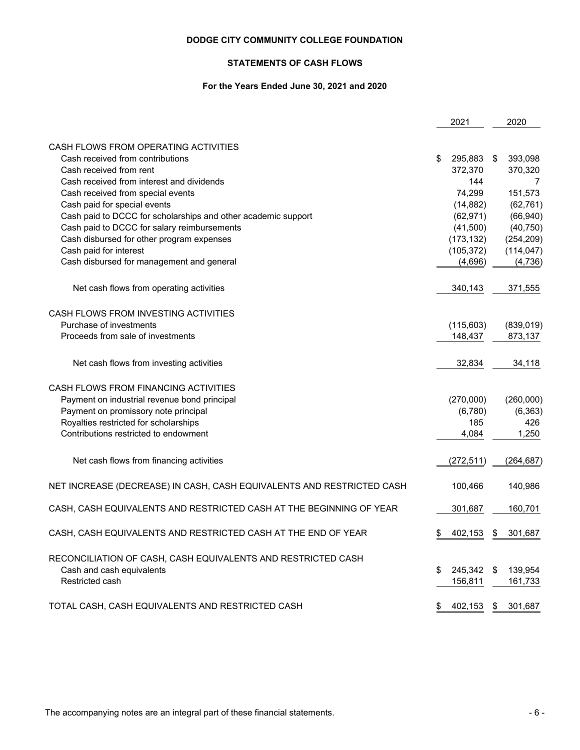# DODGE CITY COMMUNITY COLLEGE FOUNDATION

## STATEMENTS OF CASH FLOWS

### For the Years Ended June 30, 2021 and 2020

| | 2021 | 2020 |
|---|---|---|
| CASH FLOWS FROM OPERATING ACTIVITIES | | |
| Cash received from contributions | $ 295,883 | $ 393,098 |
| Cash received from rent | 372,370 | 370,320 |
| Cash received from interest and dividends | 144 | 7 |
| Cash received from special events | 74,299 | 151,573 |
| Cash paid for special events | (14,882) | (62,761) |
| Cash paid to DCCC for scholarships and other academic support | (62,971) | (66,940) |
| Cash paid to DCCC for salary reimbursements | (41,500) | (40,750) |
| Cash disbursed for other program expenses | (173,132) | (254,209) |
| Cash paid for interest | (105,372) | (114,047) |
| Cash disbursed for management and general | (4,696) | (4,736) |
| Net cash flows from operating activities | 340,143 | 371,555 |
| CASH FLOWS FROM INVESTING ACTIVITIES | | |
| Purchase of investments | (115,603) | (839,019) |
| Proceeds from sale of investments | 148,437 | 873,137 |
| Net cash flows from investing activities | 32,834 | 34,118 |
| CASH FLOWS FROM FINANCING ACTIVITIES | | |
| Payment on industrial revenue bond principal | (270,000) | (260,000) |
| Payment on promissory note principal | (6,780) | (6,363) |
| Royalties restricted for scholarships | 185 | 426 |
| Contributions restricted to endowment | 4,084 | 1,250 |
| Net cash flows from financing activities | (272,511) | (264,687) |
| NET INCREASE (DECREASE) IN CASH, CASH EQUIVALENTS AND RESTRICTED CASH | 100,466 | 140,986 |
| CASH, CASH EQUIVALENTS AND RESTRICTED CASH AT THE BEGINNING OF YEAR | 301,687 | 160,701 |
| CASH, CASH EQUIVALENTS AND RESTRICTED CASH AT THE END OF YEAR | $ 402,153 | $ 301,687 |
| RECONCILIATION OF CASH, CASH EQUIVALENTS AND RESTRICTED CASH | | |
| Cash and cash equivalents | $ 245,342 | $ 139,954 |
| Restricted cash | 156,811 | 161,733 |
| TOTAL CASH, CASH EQUIVALENTS AND RESTRICTED CASH | $ 402,153 | $ 301,687 |

The accompanying notes are an integral part of these financial statements.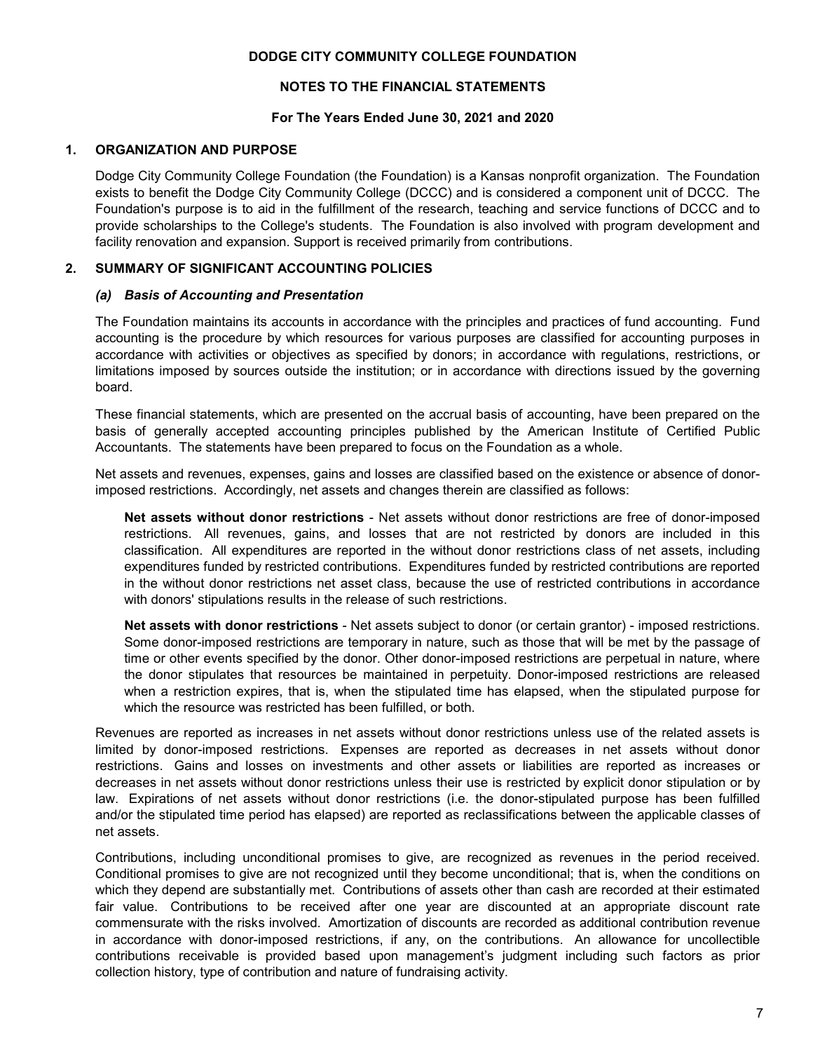# DODGE CITY COMMUNITY COLLEGE FOUNDATION

## NOTES TO THE FINANCIAL STATEMENTS

### For The Years Ended June 30, 2021 and 2020

## 1. ORGANIZATION AND PURPOSE

Dodge City Community College Foundation (the Foundation) is a Kansas nonprofit organization. The Foundation exists to benefit the Dodge City Community College (DCCC) and is considered a component unit of DCCC. The Foundation's purpose is to aid in the fulfillment of the research, teaching and service functions of DCCC and to provide scholarships to the College's students. The Foundation is also involved with program development and facility renovation and expansion. Support is received primarily from contributions.

## 2. SUMMARY OF SIGNIFICANT ACCOUNTING POLICIES

### *(a) Basis of Accounting and Presentation*

The Foundation maintains its accounts in accordance with the principles and practices of fund accounting. Fund accounting is the procedure by which resources for various purposes are classified for accounting purposes in accordance with activities or objectives as specified by donors; in accordance with regulations, restrictions, or limitations imposed by sources outside the institution; or in accordance with directions issued by the governing board.

These financial statements, which are presented on the accrual basis of accounting, have been prepared on the basis of generally accepted accounting principles published by the American Institute of Certified Public Accountants. The statements have been prepared to focus on the Foundation as a whole.

Net assets and revenues, expenses, gains and losses are classified based on the existence or absence of donor-imposed restrictions. Accordingly, net assets and changes therein are classified as follows:

**Net assets without donor restrictions** - Net assets without donor restrictions are free of donor-imposed restrictions. All revenues, gains, and losses that are not restricted by donors are included in this classification. All expenditures are reported in the without donor restrictions class of net assets, including expenditures funded by restricted contributions. Expenditures funded by restricted contributions are reported in the without donor restrictions net asset class, because the use of restricted contributions in accordance with donors' stipulations results in the release of such restrictions.

**Net assets with donor restrictions** - Net assets subject to donor (or certain grantor) - imposed restrictions. Some donor-imposed restrictions are temporary in nature, such as those that will be met by the passage of time or other events specified by the donor. Other donor-imposed restrictions are perpetual in nature, where the donor stipulates that resources be maintained in perpetuity. Donor-imposed restrictions are released when a restriction expires, that is, when the stipulated time has elapsed, when the stipulated purpose for which the resource was restricted has been fulfilled, or both.

Revenues are reported as increases in net assets without donor restrictions unless use of the related assets is limited by donor-imposed restrictions. Expenses are reported as decreases in net assets without donor restrictions. Gains and losses on investments and other assets or liabilities are reported as increases or decreases in net assets without donor restrictions unless their use is restricted by explicit donor stipulation or by law. Expirations of net assets without donor restrictions (i.e. the donor-stipulated purpose has been fulfilled and/or the stipulated time period has elapsed) are reported as reclassifications between the applicable classes of net assets.

Contributions, including unconditional promises to give, are recognized as revenues in the period received. Conditional promises to give are not recognized until they become unconditional; that is, when the conditions on which they depend are substantially met. Contributions of assets other than cash are recorded at their estimated fair value. Contributions to be received after one year are discounted at an appropriate discount rate commensurate with the risks involved. Amortization of discounts are recorded as additional contribution revenue in accordance with donor-imposed restrictions, if any, on the contributions. An allowance for uncollectible contributions receivable is provided based upon management's judgment including such factors as prior collection history, type of contribution and nature of fundraising activity.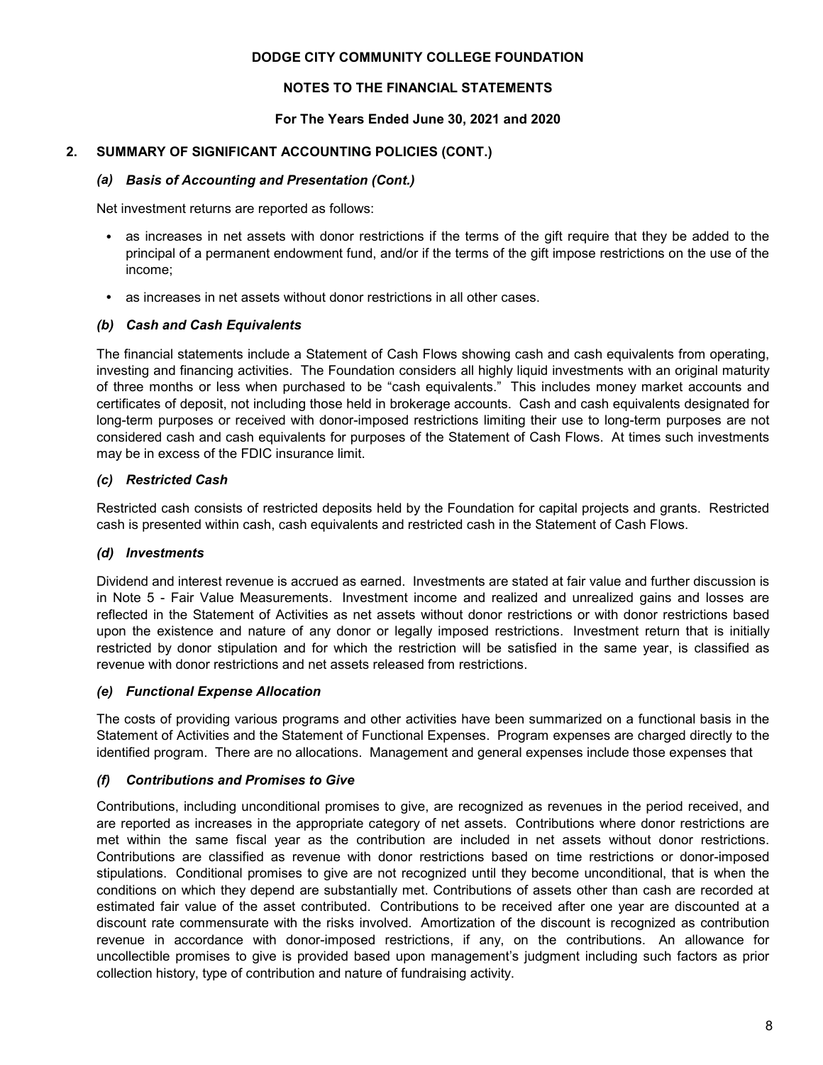**DODGE CITY COMMUNITY COLLEGE FOUNDATION**

**NOTES TO THE FINANCIAL STATEMENTS**

**For The Years Ended June 30, 2021 and 2020**

## 2. SUMMARY OF SIGNIFICANT ACCOUNTING POLICIES (CONT.)

### *(a) Basis of Accounting and Presentation (Cont.)*

Net investment returns are reported as follows:

- as increases in net assets with donor restrictions if the terms of the gift require that they be added to the principal of a permanent endowment fund, and/or if the terms of the gift impose restrictions on the use of the income;
- as increases in net assets without donor restrictions in all other cases.

### *(b) Cash and Cash Equivalents*

The financial statements include a Statement of Cash Flows showing cash and cash equivalents from operating, investing and financing activities. The Foundation considers all highly liquid investments with an original maturity of three months or less when purchased to be "cash equivalents." This includes money market accounts and certificates of deposit, not including those held in brokerage accounts. Cash and cash equivalents designated for long-term purposes or received with donor-imposed restrictions limiting their use to long-term purposes are not considered cash and cash equivalents for purposes of the Statement of Cash Flows. At times such investments may be in excess of the FDIC insurance limit.

### *(c) Restricted Cash*

Restricted cash consists of restricted deposits held by the Foundation for capital projects and grants. Restricted cash is presented within cash, cash equivalents and restricted cash in the Statement of Cash Flows.

### *(d) Investments*

Dividend and interest revenue is accrued as earned. Investments are stated at fair value and further discussion is in Note 5 - Fair Value Measurements. Investment income and realized and unrealized gains and losses are reflected in the Statement of Activities as net assets without donor restrictions or with donor restrictions based upon the existence and nature of any donor or legally imposed restrictions. Investment return that is initially restricted by donor stipulation and for which the restriction will be satisfied in the same year, is classified as revenue with donor restrictions and net assets released from restrictions.

### *(e) Functional Expense Allocation*

The costs of providing various programs and other activities have been summarized on a functional basis in the Statement of Activities and the Statement of Functional Expenses. Program expenses are charged directly to the identified program. There are no allocations. Management and general expenses include those expenses that

### *(f) Contributions and Promises to Give*

Contributions, including unconditional promises to give, are recognized as revenues in the period received, and are reported as increases in the appropriate category of net assets. Contributions where donor restrictions are met within the same fiscal year as the contribution are included in net assets without donor restrictions. Contributions are classified as revenue with donor restrictions based on time restrictions or donor-imposed stipulations. Conditional promises to give are not recognized until they become unconditional, that is when the conditions on which they depend are substantially met. Contributions of assets other than cash are recorded at estimated fair value of the asset contributed. Contributions to be received after one year are discounted at a discount rate commensurate with the risks involved. Amortization of the discount is recognized as contribution revenue in accordance with donor-imposed restrictions, if any, on the contributions. An allowance for uncollectible promises to give is provided based upon management's judgment including such factors as prior collection history, type of contribution and nature of fundraising activity.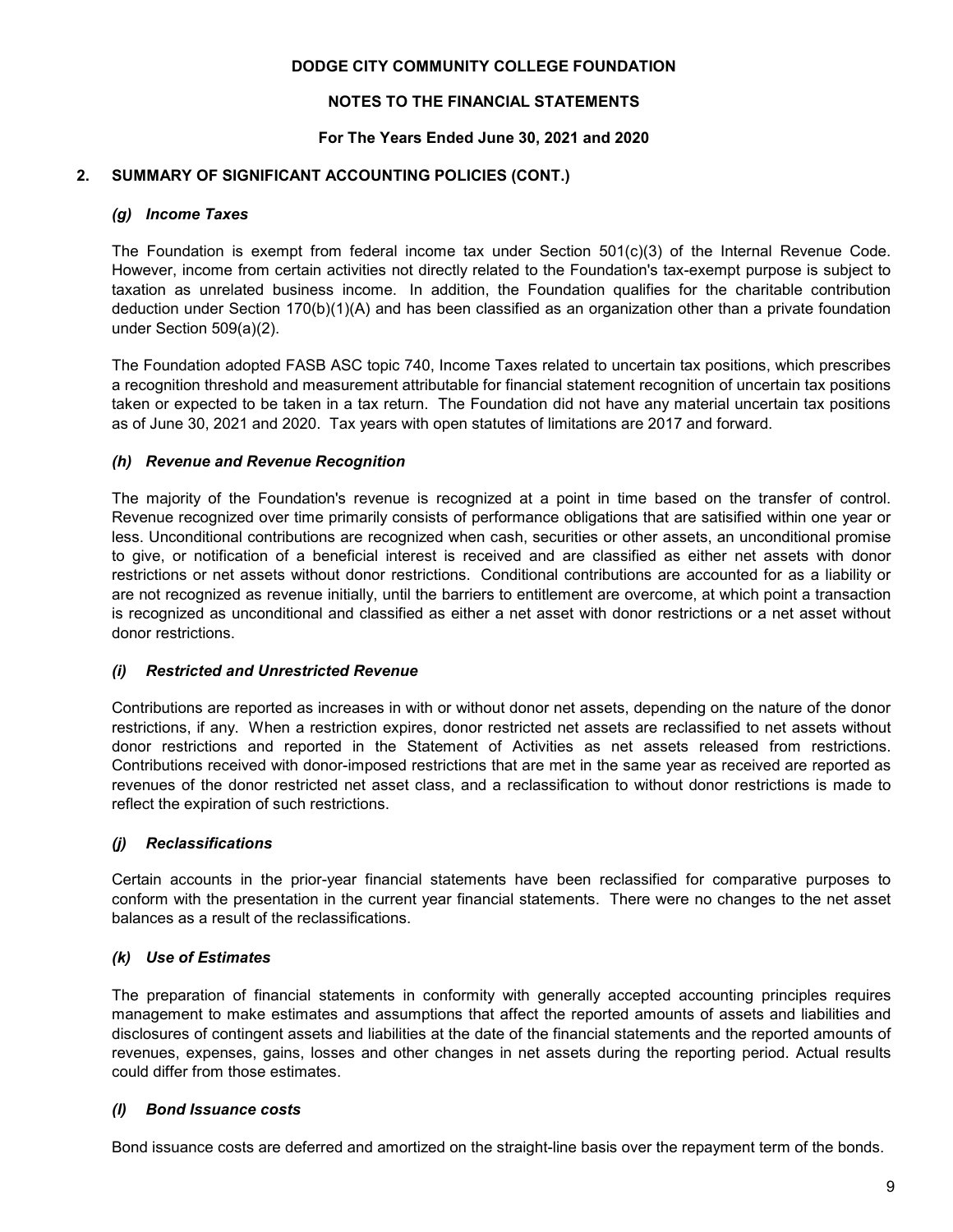DODGE CITY COMMUNITY COLLEGE FOUNDATION

NOTES TO THE FINANCIAL STATEMENTS

For The Years Ended June 30, 2021 and 2020

## 2. SUMMARY OF SIGNIFICANT ACCOUNTING POLICIES (CONT.)

### *(g) Income Taxes*

The Foundation is exempt from federal income tax under Section 501(c)(3) of the Internal Revenue Code. However, income from certain activities not directly related to the Foundation's tax-exempt purpose is subject to taxation as unrelated business income. In addition, the Foundation qualifies for the charitable contribution deduction under Section 170(b)(1)(A) and has been classified as an organization other than a private foundation under Section 509(a)(2).

The Foundation adopted FASB ASC topic 740, Income Taxes related to uncertain tax positions, which prescribes a recognition threshold and measurement attributable for financial statement recognition of uncertain tax positions taken or expected to be taken in a tax return. The Foundation did not have any material uncertain tax positions as of June 30, 2021 and 2020. Tax years with open statutes of limitations are 2017 and forward.

### *(h) Revenue and Revenue Recognition*

The majority of the Foundation's revenue is recognized at a point in time based on the transfer of control. Revenue recognized over time primarily consists of performance obligations that are satisified within one year or less. Unconditional contributions are recognized when cash, securities or other assets, an unconditional promise to give, or notification of a beneficial interest is received and are classified as either net assets with donor restrictions or net assets without donor restrictions. Conditional contributions are accounted for as a liability or are not recognized as revenue initially, until the barriers to entitlement are overcome, at which point a transaction is recognized as unconditional and classified as either a net asset with donor restrictions or a net asset without donor restrictions.

### *(i) Restricted and Unrestricted Revenue*

Contributions are reported as increases in with or without donor net assets, depending on the nature of the donor restrictions, if any. When a restriction expires, donor restricted net assets are reclassified to net assets without donor restrictions and reported in the Statement of Activities as net assets released from restrictions. Contributions received with donor-imposed restrictions that are met in the same year as received are reported as revenues of the donor restricted net asset class, and a reclassification to without donor restrictions is made to reflect the expiration of such restrictions.

### *(j) Reclassifications*

Certain accounts in the prior-year financial statements have been reclassified for comparative purposes to conform with the presentation in the current year financial statements. There were no changes to the net asset balances as a result of the reclassifications.

### *(k) Use of Estimates*

The preparation of financial statements in conformity with generally accepted accounting principles requires management to make estimates and assumptions that affect the reported amounts of assets and liabilities and disclosures of contingent assets and liabilities at the date of the financial statements and the reported amounts of revenues, expenses, gains, losses and other changes in net assets during the reporting period. Actual results could differ from those estimates.

### *(l) Bond Issuance costs*

Bond issuance costs are deferred and amortized on the straight-line basis over the repayment term of the bonds.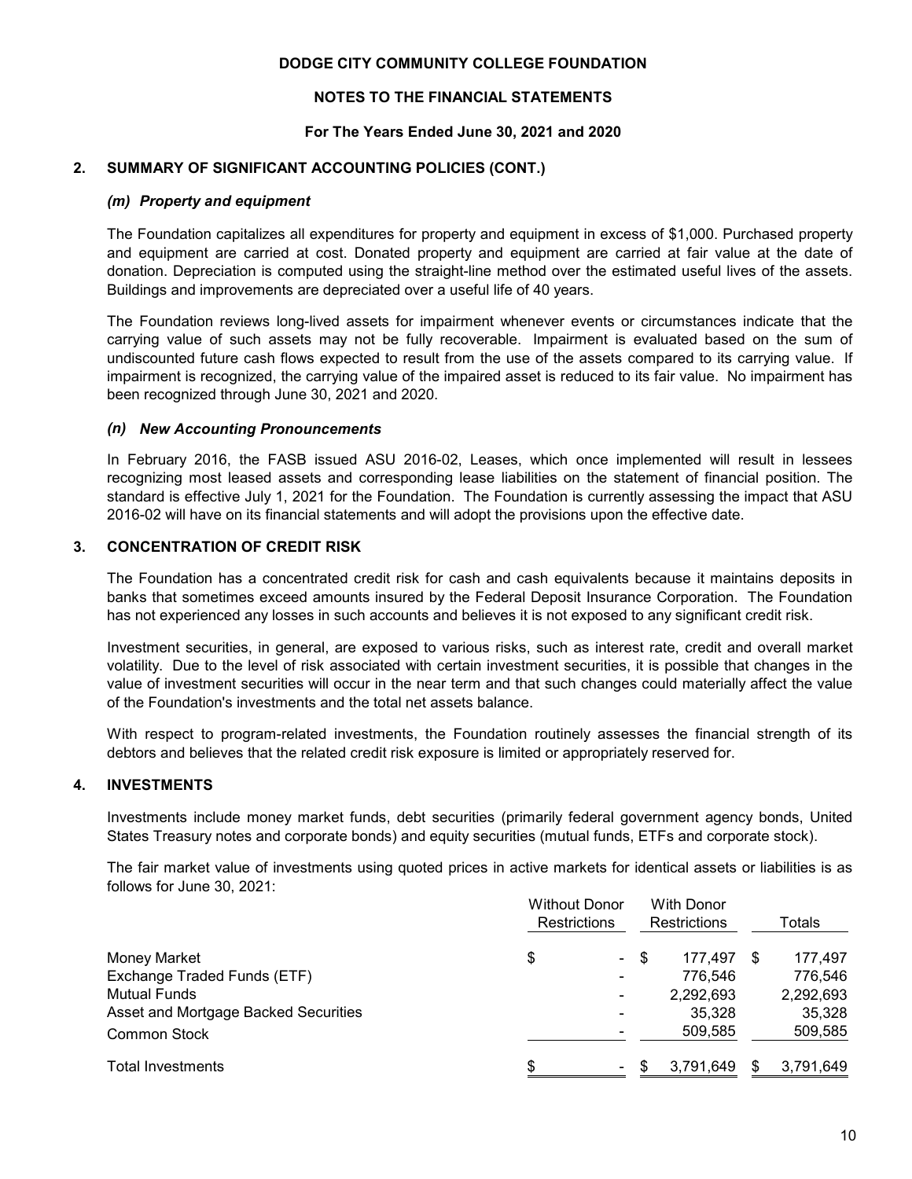**DODGE CITY COMMUNITY COLLEGE FOUNDATION**

**NOTES TO THE FINANCIAL STATEMENTS**

**For The Years Ended June 30, 2021 and 2020**

## 2. SUMMARY OF SIGNIFICANT ACCOUNTING POLICIES (CONT.)

### *(m) Property and equipment*

The Foundation capitalizes all expenditures for property and equipment in excess of $1,000. Purchased property and equipment are carried at cost. Donated property and equipment are carried at fair value at the date of donation. Depreciation is computed using the straight-line method over the estimated useful lives of the assets. Buildings and improvements are depreciated over a useful life of 40 years.

The Foundation reviews long-lived assets for impairment whenever events or circumstances indicate that the carrying value of such assets may not be fully recoverable. Impairment is evaluated based on the sum of undiscounted future cash flows expected to result from the use of the assets compared to its carrying value. If impairment is recognized, the carrying value of the impaired asset is reduced to its fair value. No impairment has been recognized through June 30, 2021 and 2020.

### *(n) New Accounting Pronouncements*

In February 2016, the FASB issued ASU 2016-02, Leases, which once implemented will result in lessees recognizing most leased assets and corresponding lease liabilities on the statement of financial position. The standard is effective July 1, 2021 for the Foundation. The Foundation is currently assessing the impact that ASU 2016-02 will have on its financial statements and will adopt the provisions upon the effective date.

## 3. CONCENTRATION OF CREDIT RISK

The Foundation has a concentrated credit risk for cash and cash equivalents because it maintains deposits in banks that sometimes exceed amounts insured by the Federal Deposit Insurance Corporation. The Foundation has not experienced any losses in such accounts and believes it is not exposed to any significant credit risk.

Investment securities, in general, are exposed to various risks, such as interest rate, credit and overall market volatility. Due to the level of risk associated with certain investment securities, it is possible that changes in the value of investment securities will occur in the near term and that such changes could materially affect the value of the Foundation's investments and the total net assets balance.

With respect to program-related investments, the Foundation routinely assesses the financial strength of its debtors and believes that the related credit risk exposure is limited or appropriately reserved for.

## 4. INVESTMENTS

Investments include money market funds, debt securities (primarily federal government agency bonds, United States Treasury notes and corporate bonds) and equity securities (mutual funds, ETFs and corporate stock).

The fair market value of investments using quoted prices in active markets for identical assets or liabilities is as follows for June 30, 2021:

| | Without Donor Restrictions | With Donor Restrictions | Totals |
|---|---|---|---|
| Money Market | $ - | $ 177,497 | $ 177,497 |
| Exchange Traded Funds (ETF) | - | 776,546 | 776,546 |
| Mutual Funds | - | 2,292,693 | 2,292,693 |
| Asset and Mortgage Backed Securities | - | 35,328 | 35,328 |
| Common Stock | - | 509,585 | 509,585 |
| Total Investments | $ - | $ 3,791,649 | $ 3,791,649 |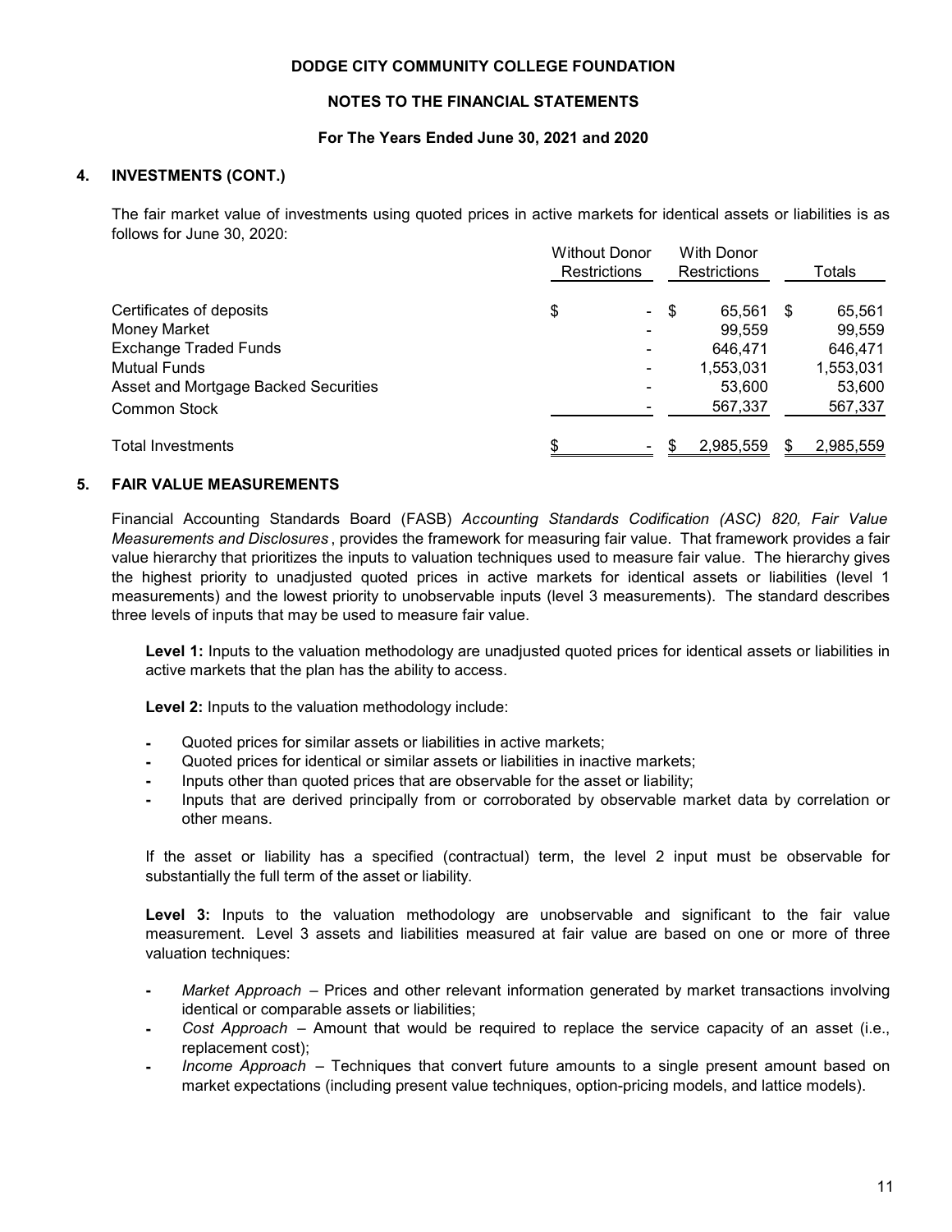**DODGE CITY COMMUNITY COLLEGE FOUNDATION**

**NOTES TO THE FINANCIAL STATEMENTS**

**For The Years Ended June 30, 2021 and 2020**

## 4. INVESTMENTS (CONT.)

The fair market value of investments using quoted prices in active markets for identical assets or liabilities is as follows for June 30, 2020:

| | Without Donor Restrictions | With Donor Restrictions | Totals |
|---|---|---|---|
| Certificates of deposits | $ - | $ 65,561 | $ 65,561 |
| Money Market | - | 99,559 | 99,559 |
| Exchange Traded Funds | - | 646,471 | 646,471 |
| Mutual Funds | - | 1,553,031 | 1,553,031 |
| Asset and Mortgage Backed Securities | - | 53,600 | 53,600 |
| Common Stock | - | 567,337 | 567,337 |
| Total Investments | $ - | $ 2,985,559 | $ 2,985,559 |

## 5. FAIR VALUE MEASUREMENTS

Financial Accounting Standards Board (FASB) *Accounting Standards Codification (ASC) 820, Fair Value Measurements and Disclosures*, provides the framework for measuring fair value. That framework provides a fair value hierarchy that prioritizes the inputs to valuation techniques used to measure fair value. The hierarchy gives the highest priority to unadjusted quoted prices in active markets for identical assets or liabilities (level 1 measurements) and the lowest priority to unobservable inputs (level 3 measurements). The standard describes three levels of inputs that may be used to measure fair value.

**Level 1:** Inputs to the valuation methodology are unadjusted quoted prices for identical assets or liabilities in active markets that the plan has the ability to access.

**Level 2:** Inputs to the valuation methodology include:

- Quoted prices for similar assets or liabilities in active markets;
- Quoted prices for identical or similar assets or liabilities in inactive markets;
- Inputs other than quoted prices that are observable for the asset or liability;
- Inputs that are derived principally from or corroborated by observable market data by correlation or other means.

If the asset or liability has a specified (contractual) term, the level 2 input must be observable for substantially the full term of the asset or liability.

**Level 3:** Inputs to the valuation methodology are unobservable and significant to the fair value measurement. Level 3 assets and liabilities measured at fair value are based on one or more of three valuation techniques:

- *Market Approach* – Prices and other relevant information generated by market transactions involving identical or comparable assets or liabilities;
- *Cost Approach* – Amount that would be required to replace the service capacity of an asset (i.e., replacement cost);
- *Income Approach* – Techniques that convert future amounts to a single present amount based on market expectations (including present value techniques, option-pricing models, and lattice models).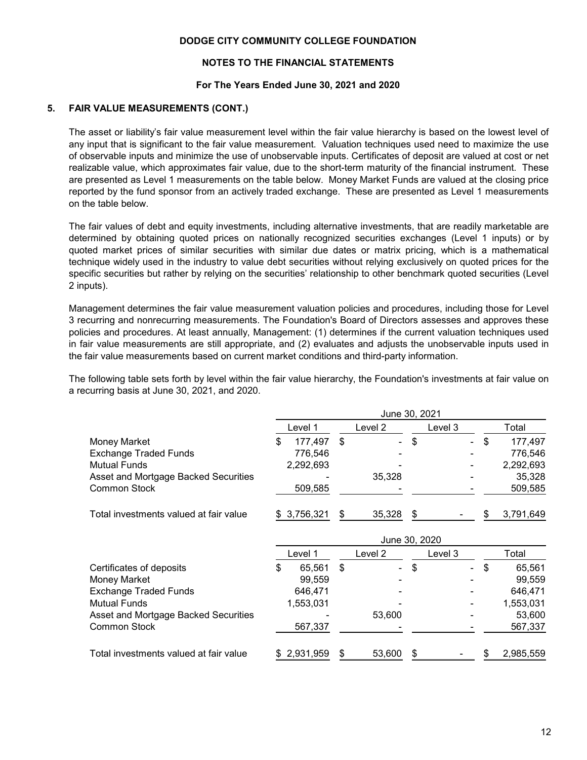**DODGE CITY COMMUNITY COLLEGE FOUNDATION**

**NOTES TO THE FINANCIAL STATEMENTS**

**For The Years Ended June 30, 2021 and 2020**

## 5. FAIR VALUE MEASUREMENTS (CONT.)

The asset or liability's fair value measurement level within the fair value hierarchy is based on the lowest level of any input that is significant to the fair value measurement. Valuation techniques used need to maximize the use of observable inputs and minimize the use of unobservable inputs. Certificates of deposit are valued at cost or net realizable value, which approximates fair value, due to the short-term maturity of the financial instrument. These are presented as Level 1 measurements on the table below. Money Market Funds are valued at the closing price reported by the fund sponsor from an actively traded exchange. These are presented as Level 1 measurements on the table below.

The fair values of debt and equity investments, including alternative investments, that are readily marketable are determined by obtaining quoted prices on nationally recognized securities exchanges (Level 1 inputs) or by quoted market prices of similar securities with similar due dates or matrix pricing, which is a mathematical technique widely used in the industry to value debt securities without relying exclusively on quoted prices for the specific securities but rather by relying on the securities' relationship to other benchmark quoted securities (Level 2 inputs).

Management determines the fair value measurement valuation policies and procedures, including those for Level 3 recurring and nonrecurring measurements. The Foundation's Board of Directors assesses and approves these policies and procedures. At least annually, Management: (1) determines if the current valuation techniques used in fair value measurements are still appropriate, and (2) evaluates and adjusts the unobservable inputs used in the fair value measurements based on current market conditions and third-party information.

The following table sets forth by level within the fair value hierarchy, the Foundation's investments at fair value on a recurring basis at June 30, 2021, and 2020.

| | June 30, 2021 | | | |
|---|---|---|---|---|
| | Level 1 | Level 2 | Level 3 | Total |
| Money Market | $ 177,497 | $ - | $ - | $ 177,497 |
| Exchange Traded Funds | 776,546 | - | - | 776,546 |
| Mutual Funds | 2,292,693 | - | - | 2,292,693 |
| Asset and Mortgage Backed Securities | - | 35,328 | - | 35,328 |
| Common Stock | 509,585 | - | - | 509,585 |
| Total investments valued at fair value | $ 3,756,321 | $ 35,328 | $ - | $ 3,791,649 |

| | June 30, 2020 | | | |
|---|---|---|---|---|
| | Level 1 | Level 2 | Level 3 | Total |
| Certificates of deposits | $ 65,561 | $ - | $ - | $ 65,561 |
| Money Market | 99,559 | - | - | 99,559 |
| Exchange Traded Funds | 646,471 | - | - | 646,471 |
| Mutual Funds | 1,553,031 | - | - | 1,553,031 |
| Asset and Mortgage Backed Securities | - | 53,600 | - | 53,600 |
| Common Stock | 567,337 | - | - | 567,337 |
| Total investments valued at fair value | $ 2,931,959 | $ 53,600 | $ - | $ 2,985,559 |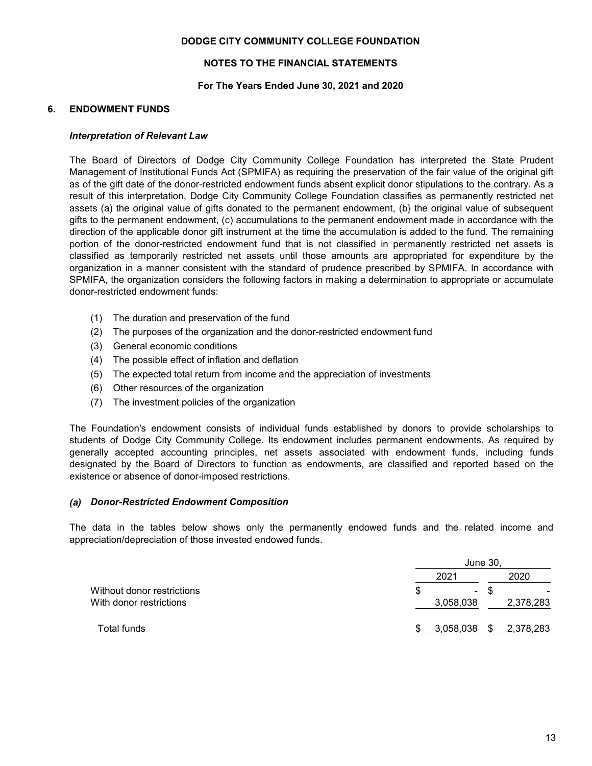# DODGE CITY COMMUNITY COLLEGE FOUNDATION

## NOTES TO THE FINANCIAL STATEMENTS

### For The Years Ended June 30, 2021 and 2020

## 6. ENDOWMENT FUNDS

***Interpretation of Relevant Law***

The Board of Directors of Dodge City Community College Foundation has interpreted the State Prudent Management of Institutional Funds Act (SPMIFA) as requiring the preservation of the fair value of the original gift as of the gift date of the donor-restricted endowment funds absent explicit donor stipulations to the contrary. As a result of this interpretation, Dodge City Community College Foundation classifies as permanently restricted net assets (a) the original value of gifts donated to the permanent endowment, (b} the original value of subsequent gifts to the permanent endowment, (c) accumulations to the permanent endowment made in accordance with the direction of the applicable donor gift instrument at the time the accumulation is added to the fund. The remaining portion of the donor-restricted endowment fund that is not classified in permanently restricted net assets is classified as temporarily restricted net assets until those amounts are appropriated for expenditure by the organization in a manner consistent with the standard of prudence prescribed by SPMIFA. In accordance with SPMIFA, the organization considers the following factors in making a determination to appropriate or accumulate donor-restricted endowment funds:

(1) The duration and preservation of the fund
(2) The purposes of the organization and the donor-restricted endowment fund
(3) General economic conditions
(4) The possible effect of inflation and deflation
(5) The expected total return from income and the appreciation of investments
(6) Other resources of the organization
(7) The investment policies of the organization

The Foundation's endowment consists of individual funds established by donors to provide scholarships to students of Dodge City Community College. Its endowment includes permanent endowments. As required by generally accepted accounting principles, net assets associated with endowment funds, including funds designated by the Board of Directors to function as endowments, are classified and reported based on the existence or absence of donor-imposed restrictions.

***(a) Donor-Restricted Endowment Composition***

The data in the tables below shows only the permanently endowed funds and the related income and appreciation/depreciation of those invested endowed funds.

| | June 30, | |
|---|---|---|
| | 2021 | 2020 |
| Without donor restrictions | $ - | $ - |
| With donor restrictions | 3,058,038 | 2,378,283 |
| Total funds | $ 3,058,038 | $ 2,378,283 |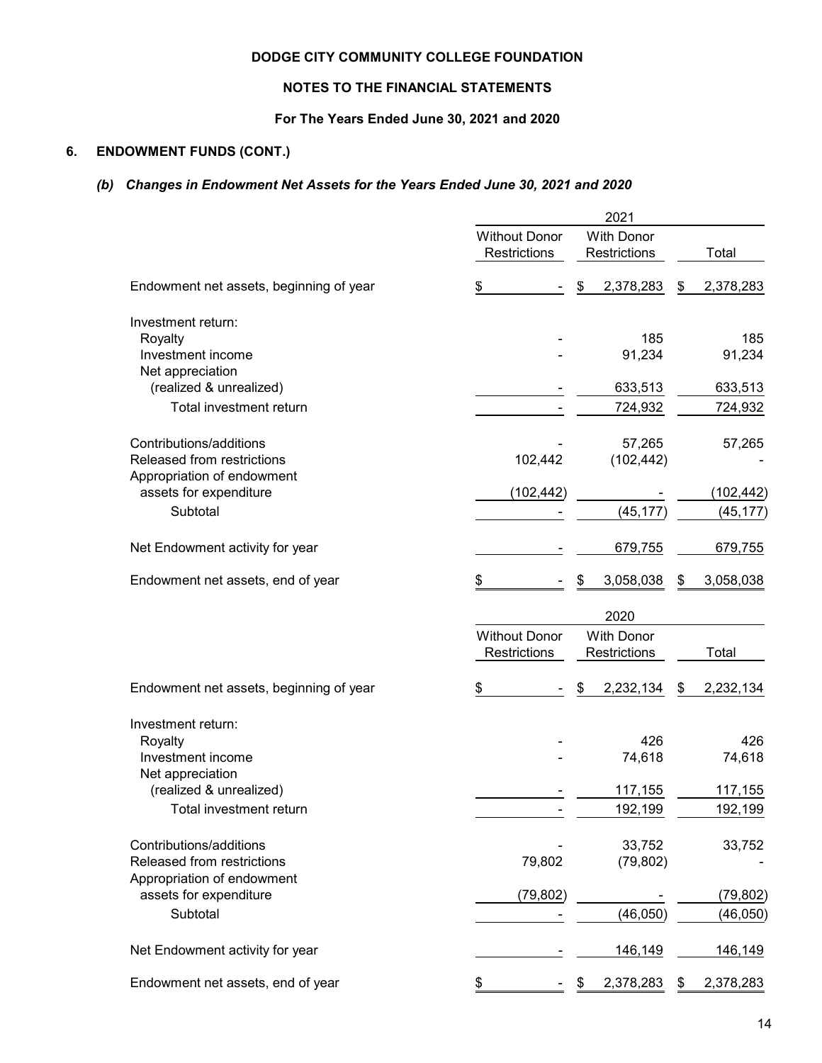**DODGE CITY COMMUNITY COLLEGE FOUNDATION**

**NOTES TO THE FINANCIAL STATEMENTS**

**For The Years Ended June 30, 2021 and 2020**

## 6. ENDOWMENT FUNDS (CONT.)

### *(b) Changes in Endowment Net Assets for the Years Ended June 30, 2021 and 2020*

| | 2021 | | |
|---|---|---|---|
| | Without Donor Restrictions | With Donor Restrictions | Total |
| Endowment net assets, beginning of year | $ - | $ 2,378,283 | $ 2,378,283 |
| Investment return: | | | |
| Royalty | - | 185 | 185 |
| Investment income | - | 91,234 | 91,234 |
| Net appreciation (realized & unrealized) | - | 633,513 | 633,513 |
| Total investment return | - | 724,932 | 724,932 |
| Contributions/additions | - | 57,265 | 57,265 |
| Released from restrictions | 102,442 | (102,442) | - |
| Appropriation of endowment assets for expenditure | (102,442) | - | (102,442) |
| Subtotal | - | (45,177) | (45,177) |
| Net Endowment activity for year | - | 679,755 | 679,755 |
| Endowment net assets, end of year | $ - | $ 3,058,038 | $ 3,058,038 |

| | 2020 | | |
|---|---|---|---|
| | Without Donor Restrictions | With Donor Restrictions | Total |
| Endowment net assets, beginning of year | $ - | $ 2,232,134 | $ 2,232,134 |
| Investment return: | | | |
| Royalty | - | 426 | 426 |
| Investment income | - | 74,618 | 74,618 |
| Net appreciation (realized & unrealized) | - | 117,155 | 117,155 |
| Total investment return | - | 192,199 | 192,199 |
| Contributions/additions | - | 33,752 | 33,752 |
| Released from restrictions | 79,802 | (79,802) | - |
| Appropriation of endowment assets for expenditure | (79,802) | - | (79,802) |
| Subtotal | - | (46,050) | (46,050) |
| Net Endowment activity for year | - | 146,149 | 146,149 |
| Endowment net assets, end of year | $ - | $ 2,378,283 | $ 2,378,283 |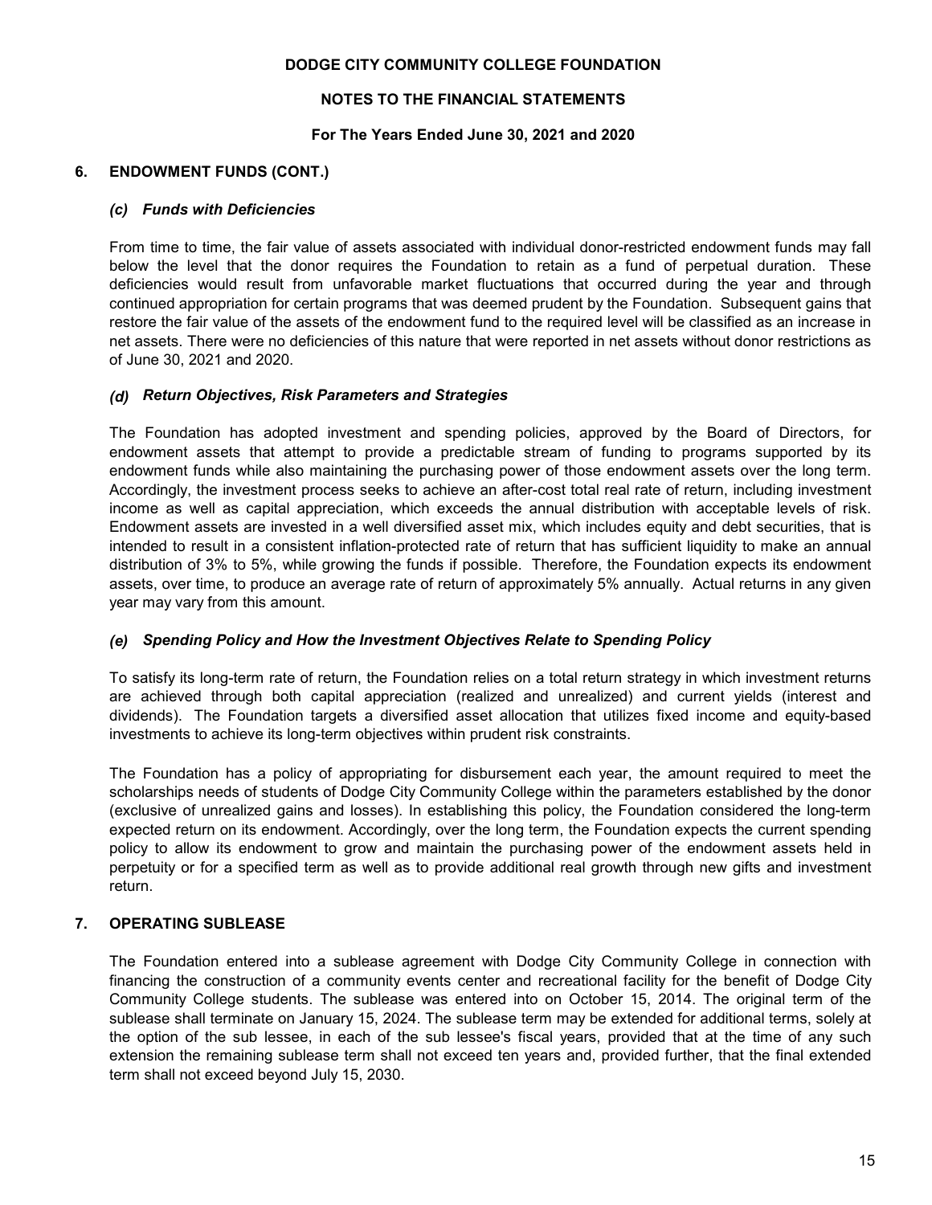# DODGE CITY COMMUNITY COLLEGE FOUNDATION

## NOTES TO THE FINANCIAL STATEMENTS

### For The Years Ended June 30, 2021 and 2020

## 6. ENDOWMENT FUNDS (CONT.)

### *(c) Funds with Deficiencies*

From time to time, the fair value of assets associated with individual donor-restricted endowment funds may fall below the level that the donor requires the Foundation to retain as a fund of perpetual duration. These deficiencies would result from unfavorable market fluctuations that occurred during the year and through continued appropriation for certain programs that was deemed prudent by the Foundation. Subsequent gains that restore the fair value of the assets of the endowment fund to the required level will be classified as an increase in net assets. There were no deficiencies of this nature that were reported in net assets without donor restrictions as of June 30, 2021 and 2020.

### *(d) Return Objectives, Risk Parameters and Strategies*

The Foundation has adopted investment and spending policies, approved by the Board of Directors, for endowment assets that attempt to provide a predictable stream of funding to programs supported by its endowment funds while also maintaining the purchasing power of those endowment assets over the long term. Accordingly, the investment process seeks to achieve an after-cost total real rate of return, including investment income as well as capital appreciation, which exceeds the annual distribution with acceptable levels of risk. Endowment assets are invested in a well diversified asset mix, which includes equity and debt securities, that is intended to result in a consistent inflation-protected rate of return that has sufficient liquidity to make an annual distribution of 3% to 5%, while growing the funds if possible. Therefore, the Foundation expects its endowment assets, over time, to produce an average rate of return of approximately 5% annually. Actual returns in any given year may vary from this amount.

### *(e) Spending Policy and How the Investment Objectives Relate to Spending Policy*

To satisfy its long-term rate of return, the Foundation relies on a total return strategy in which investment returns are achieved through both capital appreciation (realized and unrealized) and current yields (interest and dividends). The Foundation targets a diversified asset allocation that utilizes fixed income and equity-based investments to achieve its long-term objectives within prudent risk constraints.

The Foundation has a policy of appropriating for disbursement each year, the amount required to meet the scholarships needs of students of Dodge City Community College within the parameters established by the donor (exclusive of unrealized gains and losses). In establishing this policy, the Foundation considered the long-term expected return on its endowment. Accordingly, over the long term, the Foundation expects the current spending policy to allow its endowment to grow and maintain the purchasing power of the endowment assets held in perpetuity or for a specified term as well as to provide additional real growth through new gifts and investment return.

## 7. OPERATING SUBLEASE

The Foundation entered into a sublease agreement with Dodge City Community College in connection with financing the construction of a community events center and recreational facility for the benefit of Dodge City Community College students. The sublease was entered into on October 15, 2014. The original term of the sublease shall terminate on January 15, 2024. The sublease term may be extended for additional terms, solely at the option of the sub lessee, in each of the sub lessee's fiscal years, provided that at the time of any such extension the remaining sublease term shall not exceed ten years and, provided further, that the final extended term shall not exceed beyond July 15, 2030.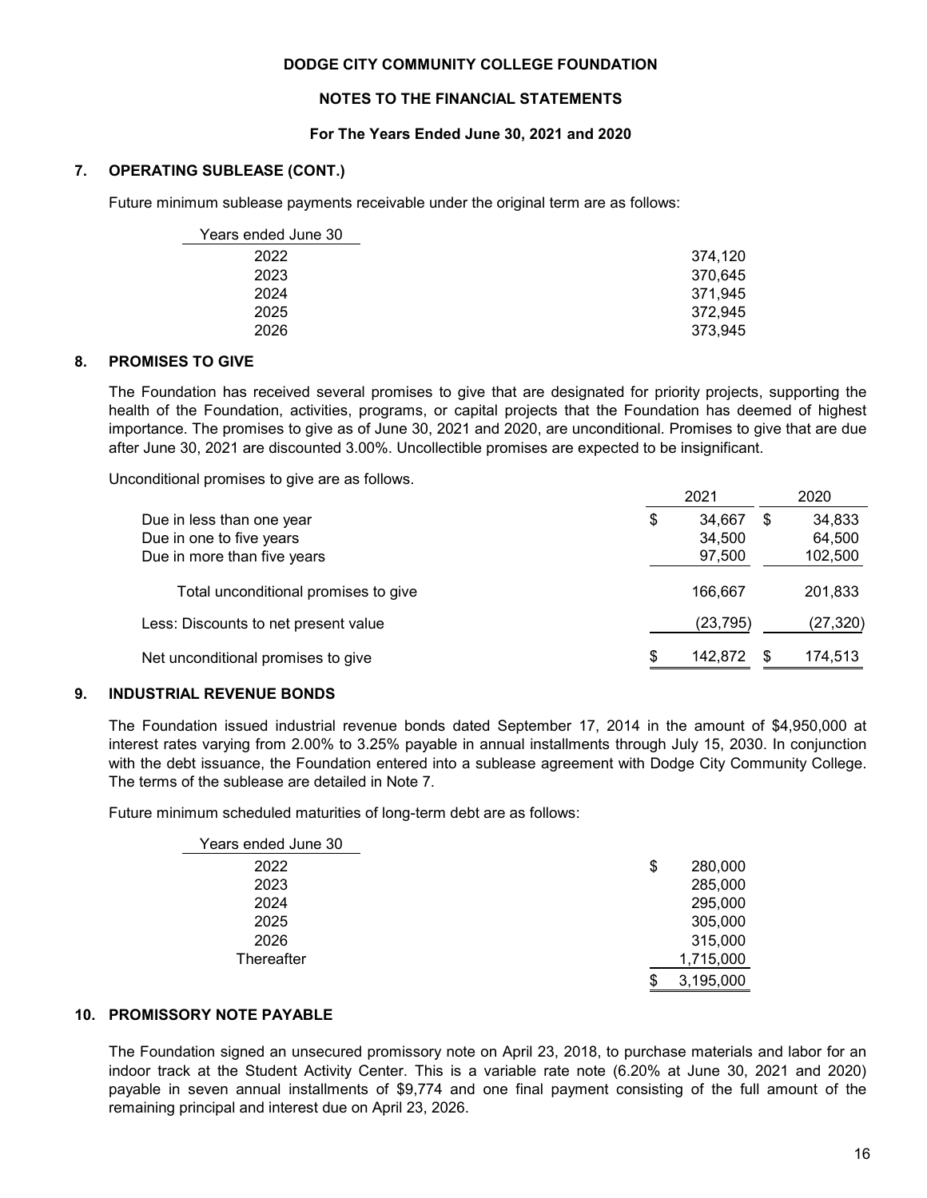## 7. OPERATING SUBLEASE (CONT.)

Future minimum sublease payments receivable under the original term are as follows:

| Years ended June 30 | |
|---|---|
| 2022 | 374,120 |
| 2023 | 370,645 |
| 2024 | 371,945 |
| 2025 | 372,945 |
| 2026 | 373,945 |

## 8. PROMISES TO GIVE

The Foundation has received several promises to give that are designated for priority projects, supporting the health of the Foundation, activities, programs, or capital projects that the Foundation has deemed of highest importance. The promises to give as of June 30, 2021 and 2020, are unconditional. Promises to give that are due after June 30, 2021 are discounted 3.00%. Uncollectible promises are expected to be insignificant.

Unconditional promises to give are as follows.

| | 2021 | 2020 |
|---|---|---|
| Due in less than one year | $ 34,667 | $ 34,833 |
| Due in one to five years | 34,500 | 64,500 |
| Due in more than five years | 97,500 | 102,500 |
| Total unconditional promises to give | 166,667 | 201,833 |
| Less: Discounts to net present value | (23,795) | (27,320) |
| Net unconditional promises to give | $ 142,872 | $ 174,513 |

## 9. INDUSTRIAL REVENUE BONDS

The Foundation issued industrial revenue bonds dated September 17, 2014 in the amount of $4,950,000 at interest rates varying from 2.00% to 3.25% payable in annual installments through July 15, 2030. In conjunction with the debt issuance, the Foundation entered into a sublease agreement with Dodge City Community College. The terms of the sublease are detailed in Note 7.

Future minimum scheduled maturities of long-term debt are as follows:

| Years ended June 30 | |
|---|---|
| 2022 | $ 280,000 |
| 2023 | 285,000 |
| 2024 | 295,000 |
| 2025 | 305,000 |
| 2026 | 315,000 |
| Thereafter | 1,715,000 |
| | $ 3,195,000 |

## 10. PROMISSORY NOTE PAYABLE

The Foundation signed an unsecured promissory note on April 23, 2018, to purchase materials and labor for an indoor track at the Student Activity Center. This is a variable rate note (6.20% at June 30, 2021 and 2020) payable in seven annual installments of $9,774 and one final payment consisting of the full amount of the remaining principal and interest due on April 23, 2026.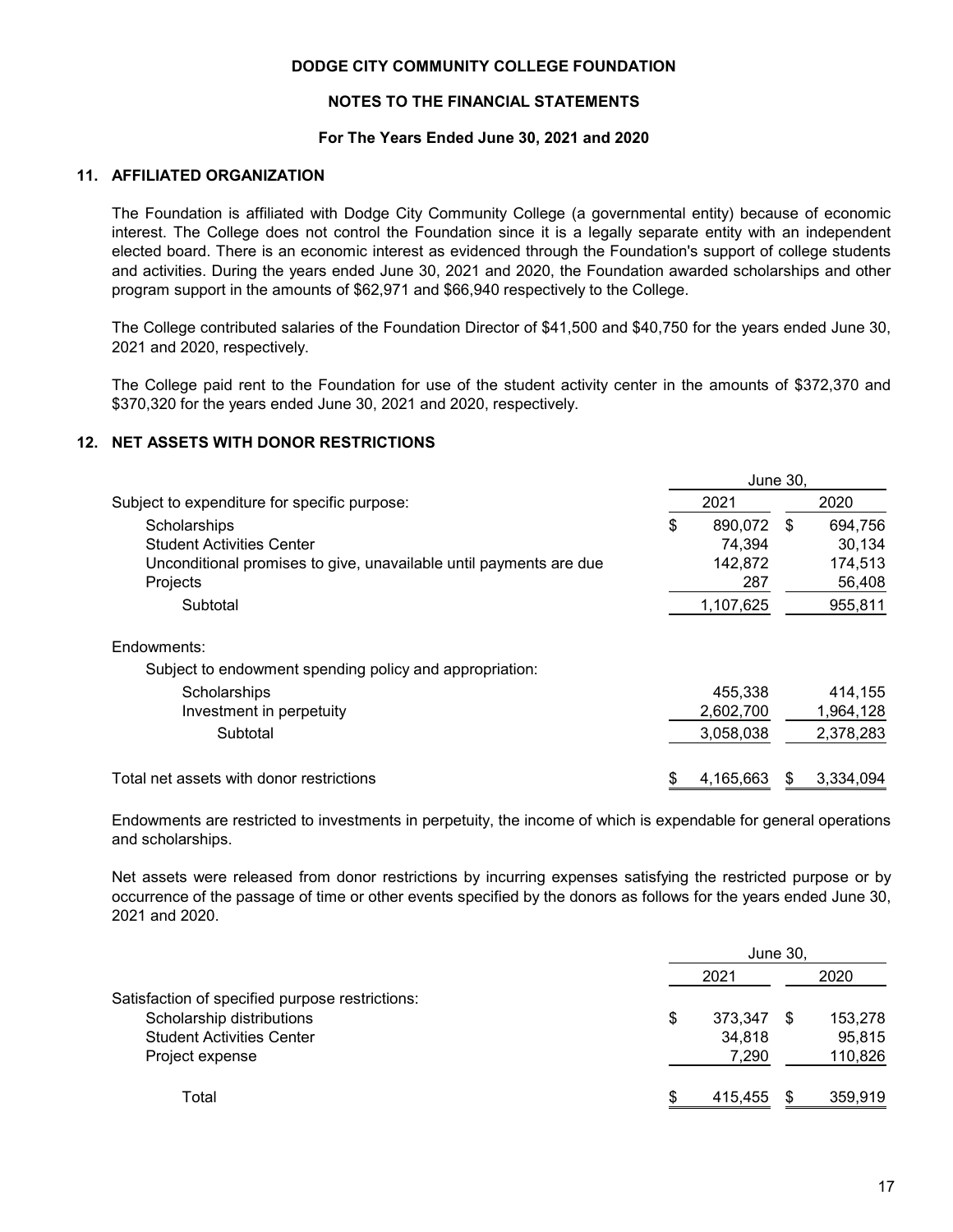DODGE CITY COMMUNITY COLLEGE FOUNDATION

NOTES TO THE FINANCIAL STATEMENTS

For The Years Ended June 30, 2021 and 2020

## 11. AFFILIATED ORGANIZATION

The Foundation is affiliated with Dodge City Community College (a governmental entity) because of economic interest. The College does not control the Foundation since it is a legally separate entity with an independent elected board. There is an economic interest as evidenced through the Foundation's support of college students and activities. During the years ended June 30, 2021 and 2020, the Foundation awarded scholarships and other program support in the amounts of $62,971 and $66,940 respectively to the College.

The College contributed salaries of the Foundation Director of $41,500 and $40,750 for the years ended June 30, 2021 and 2020, respectively.

The College paid rent to the Foundation for use of the student activity center in the amounts of $372,370 and $370,320 for the years ended June 30, 2021 and 2020, respectively.

## 12. NET ASSETS WITH DONOR RESTRICTIONS

| | June 30, 2021 | June 30, 2020 |
|---|---|---|
| Subject to expenditure for specific purpose: | | |
| Scholarships | $ 890,072 | $ 694,756 |
| Student Activities Center | 74,394 | 30,134 |
| Unconditional promises to give, unavailable until payments are due | 142,872 | 174,513 |
| Projects | 287 | 56,408 |
| Subtotal | 1,107,625 | 955,811 |
| Endowments: | | |
| Subject to endowment spending policy and appropriation: | | |
| Scholarships | 455,338 | 414,155 |
| Investment in perpetuity | 2,602,700 | 1,964,128 |
| Subtotal | 3,058,038 | 2,378,283 |
| Total net assets with donor restrictions | $ 4,165,663 | $ 3,334,094 |

Endowments are restricted to investments in perpetuity, the income of which is expendable for general operations and scholarships.

Net assets were released from donor restrictions by incurring expenses satisfying the restricted purpose or by occurrence of the passage of time or other events specified by the donors as follows for the years ended June 30, 2021 and 2020.

| | June 30, 2021 | June 30, 2020 |
|---|---|---|
| Satisfaction of specified purpose restrictions: | | |
| Scholarship distributions | $ 373,347 | $ 153,278 |
| Student Activities Center | 34,818 | 95,815 |
| Project expense | 7,290 | 110,826 |
| Total | $ 415,455 | $ 359,919 |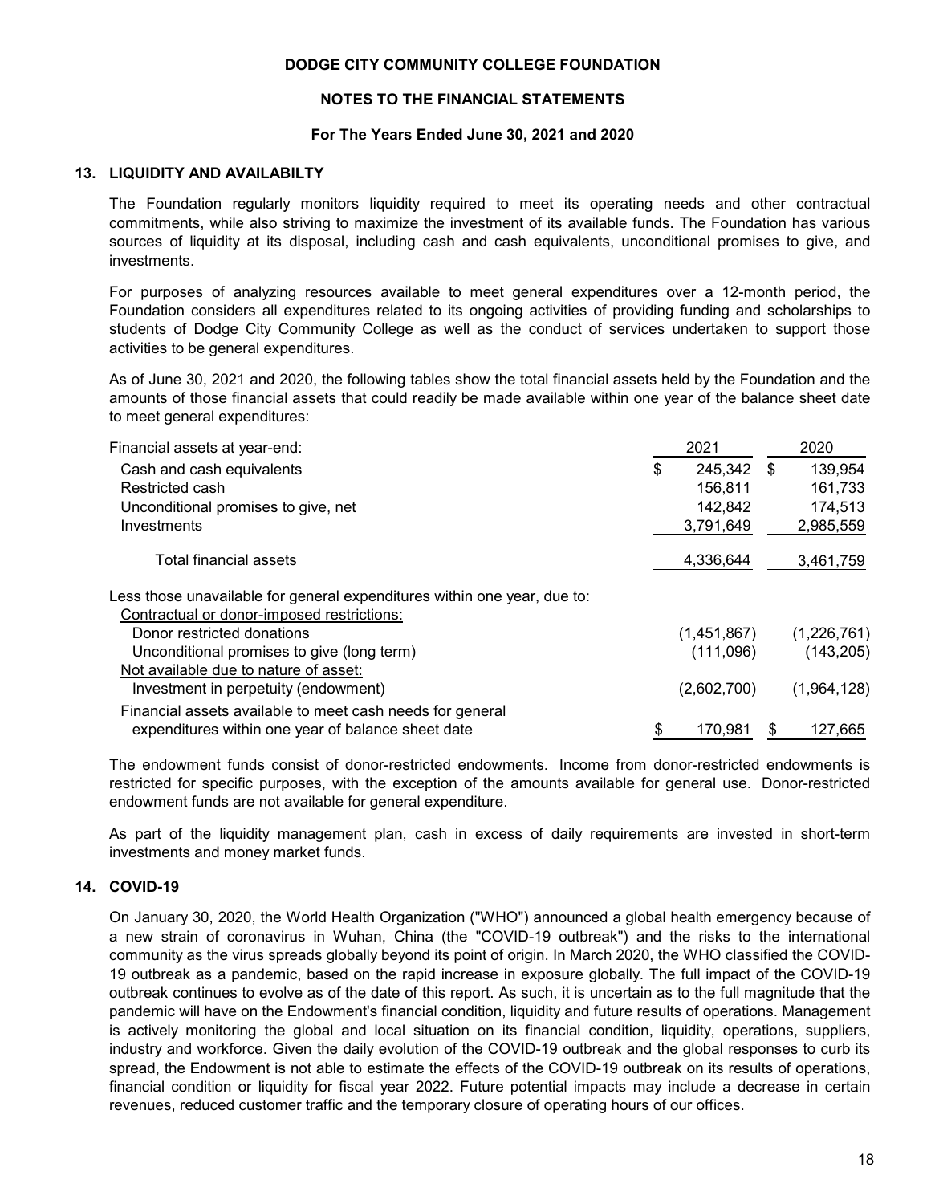**DODGE CITY COMMUNITY COLLEGE FOUNDATION**

**NOTES TO THE FINANCIAL STATEMENTS**

**For The Years Ended June 30, 2021 and 2020**

## 13. LIQUIDITY AND AVAILABILTY

The Foundation regularly monitors liquidity required to meet its operating needs and other contractual commitments, while also striving to maximize the investment of its available funds. The Foundation has various sources of liquidity at its disposal, including cash and cash equivalents, unconditional promises to give, and investments.

For purposes of analyzing resources available to meet general expenditures over a 12-month period, the Foundation considers all expenditures related to its ongoing activities of providing funding and scholarships to students of Dodge City Community College as well as the conduct of services undertaken to support those activities to be general expenditures.

As of June 30, 2021 and 2020, the following tables show the total financial assets held by the Foundation and the amounts of those financial assets that could readily be made available within one year of the balance sheet date to meet general expenditures:

| Financial assets at year-end: | 2021 | 2020 |
|---|---|---|
| Cash and cash equivalents | $ 245,342 | $ 139,954 |
| Restricted cash | 156,811 | 161,733 |
| Unconditional promises to give, net | 142,842 | 174,513 |
| Investments | 3,791,649 | 2,985,559 |
| Total financial assets | 4,336,644 | 3,461,759 |
| Less those unavailable for general expenditures within one year, due to: | | |
| Contractual or donor-imposed restrictions: | | |
| Donor restricted donations | (1,451,867) | (1,226,761) |
| Unconditional promises to give (long term) | (111,096) | (143,205) |
| Not available due to nature of asset: | | |
| Investment in perpetuity (endowment) | (2,602,700) | (1,964,128) |
| Financial assets available to meet cash needs for general expenditures within one year of balance sheet date | $ 170,981 | $ 127,665 |

The endowment funds consist of donor-restricted endowments. Income from donor-restricted endowments is restricted for specific purposes, with the exception of the amounts available for general use. Donor-restricted endowment funds are not available for general expenditure.

As part of the liquidity management plan, cash in excess of daily requirements are invested in short-term investments and money market funds.

## 14. COVID-19

On January 30, 2020, the World Health Organization ("WHO") announced a global health emergency because of a new strain of coronavirus in Wuhan, China (the "COVID-19 outbreak") and the risks to the international community as the virus spreads globally beyond its point of origin. In March 2020, the WHO classified the COVID-19 outbreak as a pandemic, based on the rapid increase in exposure globally. The full impact of the COVID-19 outbreak continues to evolve as of the date of this report. As such, it is uncertain as to the full magnitude that the pandemic will have on the Endowment's financial condition, liquidity and future results of operations. Management is actively monitoring the global and local situation on its financial condition, liquidity, operations, suppliers, industry and workforce. Given the daily evolution of the COVID-19 outbreak and the global responses to curb its spread, the Endowment is not able to estimate the effects of the COVID-19 outbreak on its results of operations, financial condition or liquidity for fiscal year 2022. Future potential impacts may include a decrease in certain revenues, reduced customer traffic and the temporary closure of operating hours of our offices.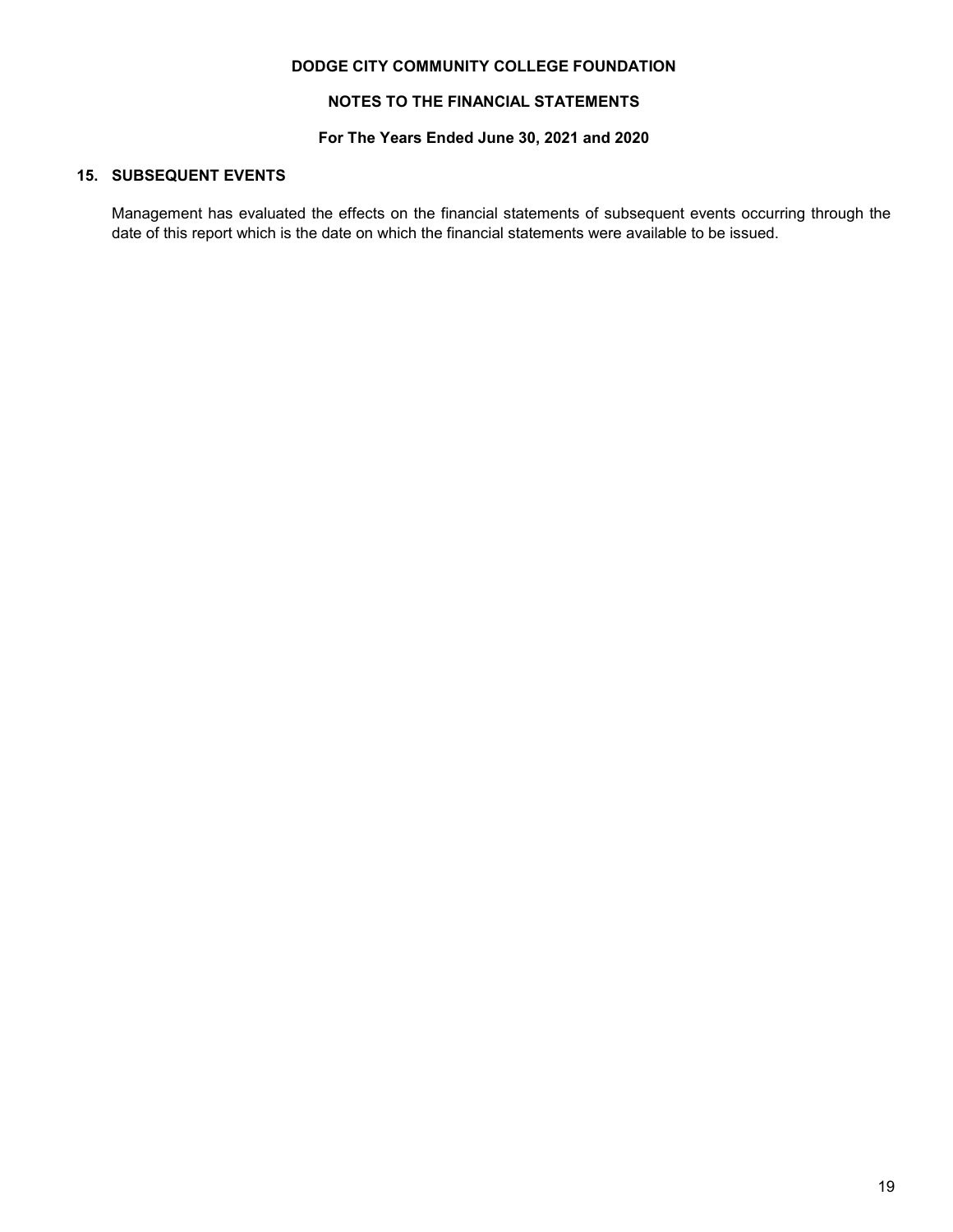**DODGE CITY COMMUNITY COLLEGE FOUNDATION**

**NOTES TO THE FINANCIAL STATEMENTS**

**For The Years Ended June 30, 2021 and 2020**

## 15. SUBSEQUENT EVENTS

Management has evaluated the effects on the financial statements of subsequent events occurring through the date of this report which is the date on which the financial statements were available to be issued.